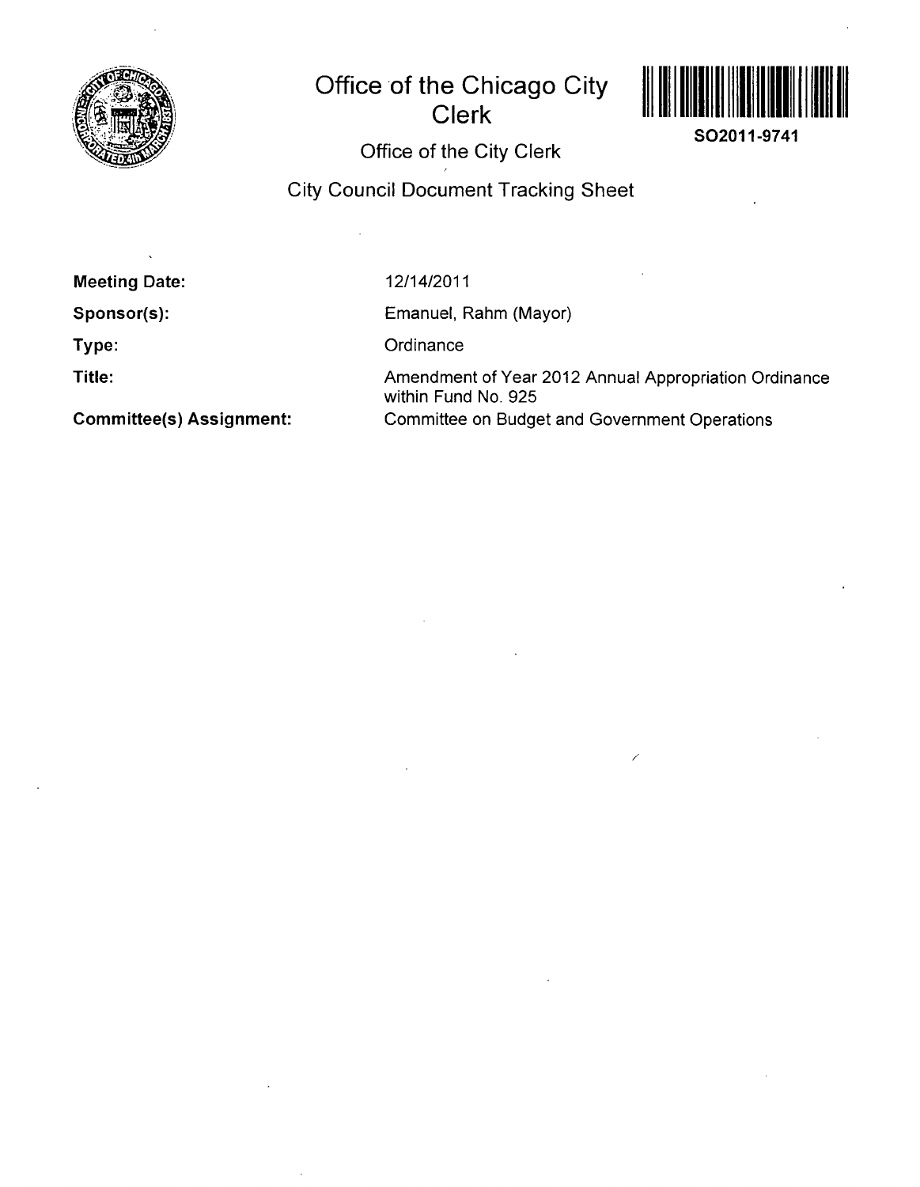# Office of the Chicago City Clerk

SO2011-9741

## Office of the City Clerk

## City Council Document Tracking Sheet

**Meeting Date:** 12/14/2011

**Sponsor(s):** Emanuel, Rahm (Mayor)

**Type:** Ordinance

**Title:** Amendment of Year 2012 Annual Appropriation Ordinance within Fund No. 925

**Committee(s) Assignment:** Committee on Budget and Government Operations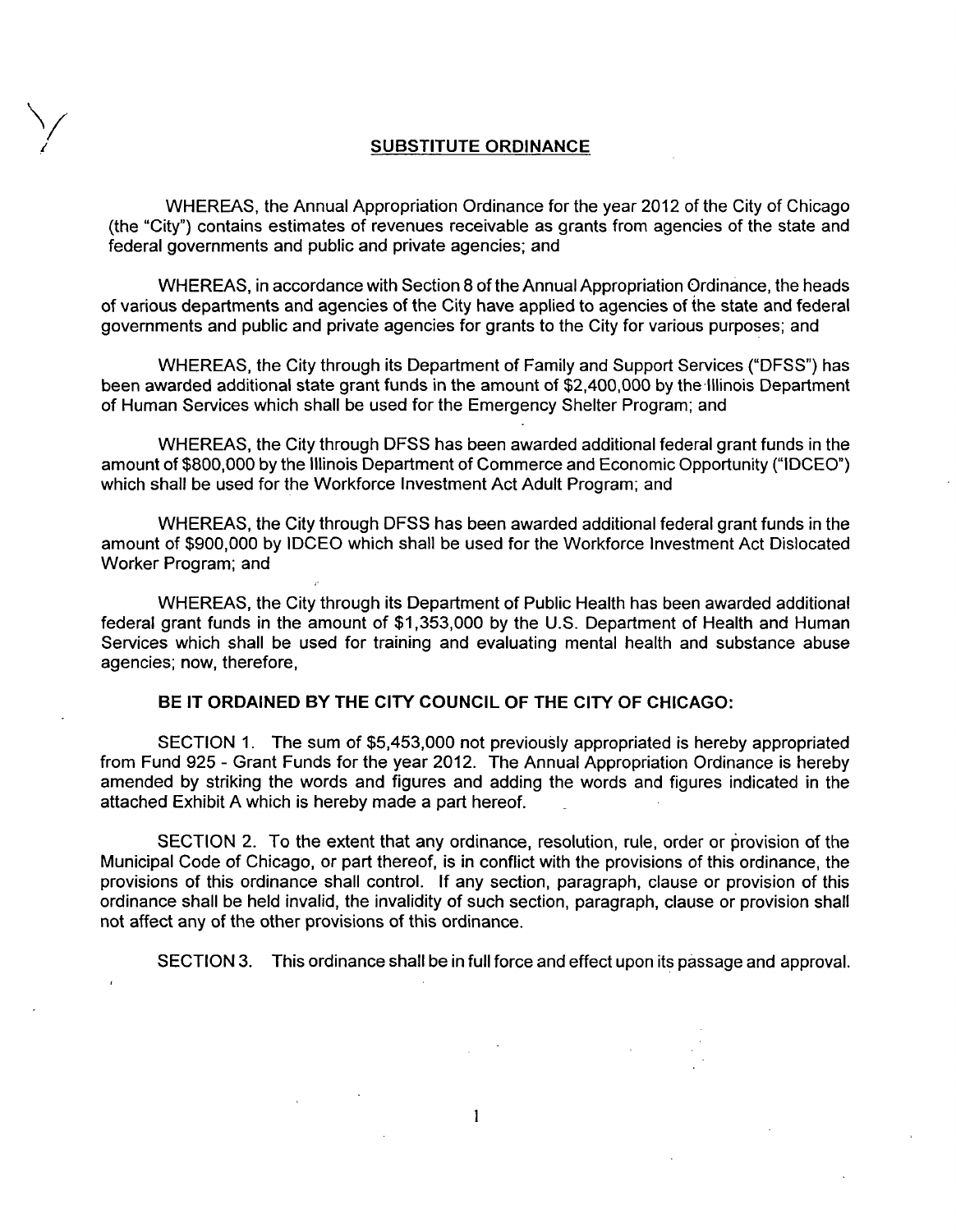## SUBSTITUTE ORDINANCE

WHEREAS, the Annual Appropriation Ordinance for the year 2012 of the City of Chicago (the "City") contains estimates of revenues receivable as grants from agencies of the state and federal governments and public and private agencies; and

WHEREAS, in accordance with Section 8 of the Annual Appropriation Ordinance, the heads of various departments and agencies of the City have applied to agencies of the state and federal governments and public and private agencies for grants to the City for various purposes; and

WHEREAS, the City through its Department of Family and Support Services ("DFSS") has been awarded additional state grant funds in the amount of $2,400,000 by the Illinois Department of Human Services which shall be used for the Emergency Shelter Program; and

WHEREAS, the City through DFSS has been awarded additional federal grant funds in the amount of $800,000 by the Illinois Department of Commerce and Economic Opportunity ("IDCEO") which shall be used for the Workforce Investment Act Adult Program; and

WHEREAS, the City through DFSS has been awarded additional federal grant funds in the amount of $900,000 by IDCEO which shall be used for the Workforce Investment Act Dislocated Worker Program; and

WHEREAS, the City through its Department of Public Health has been awarded additional federal grant funds in the amount of $1,353,000 by the U.S. Department of Health and Human Services which shall be used for training and evaluating mental health and substance abuse agencies; now, therefore,

**BE IT ORDAINED BY THE CITY COUNCIL OF THE CITY OF CHICAGO:**

SECTION 1. The sum of $5,453,000 not previously appropriated is hereby appropriated from Fund 925 - Grant Funds for the year 2012. The Annual Appropriation Ordinance is hereby amended by striking the words and figures and adding the words and figures indicated in the attached Exhibit A which is hereby made a part hereof.

SECTION 2. To the extent that any ordinance, resolution, rule, order or provision of the Municipal Code of Chicago, or part thereof, is in conflict with the provisions of this ordinance, the provisions of this ordinance shall control. If any section, paragraph, clause or provision of this ordinance shall be held invalid, the invalidity of such section, paragraph, clause or provision shall not affect any of the other provisions of this ordinance.

SECTION 3. This ordinance shall be in full force and effect upon its passage and approval.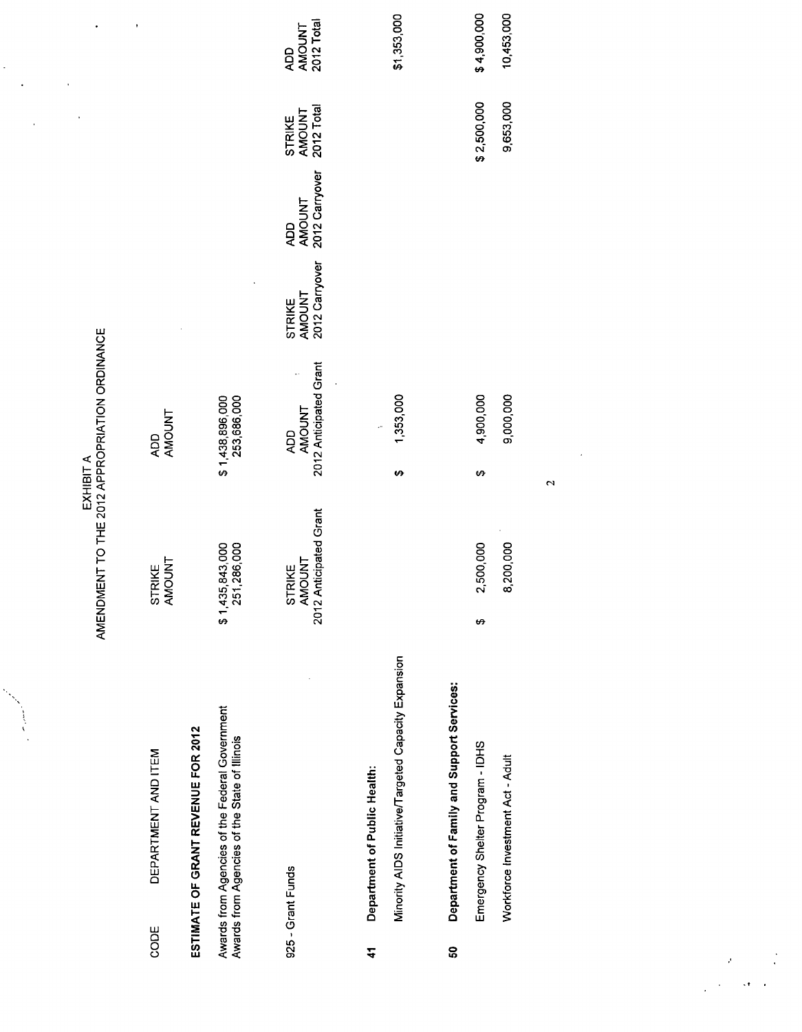EXHIBIT A
AMENDMENT TO THE 2012 APPROPRIATION ORDINANCE

| CODE | DEPARTMENT AND ITEM | STRIKE AMOUNT | ADD AMOUNT |
|---|---|---|---|
| | **ESTIMATE OF GRANT REVENUE FOR 2012** | | |
| | Awards from Agencies of the Federal Government | $ 1,435,843,000 | $ 1,438,896,000 |
| | Awards from Agencies of the State of Illinois | 251,286,000 | 253,686,000 |

| CODE | DEPARTMENT AND ITEM | STRIKE AMOUNT 2012 Anticipated Grant | ADD AMOUNT 2012 Anticipated Grant | STRIKE AMOUNT 2012 Carryover | ADD AMOUNT 2012 Carryover | STRIKE AMOUNT 2012 Total | ADD AMOUNT 2012 Total |
|---|---|---|---|---|---|---|---|
| 925 - Grant Funds | | | | | | | |
| **41** | **Department of Public Health:** | | | | | | |
| | Minority AIDS Initiative/Targeted Capacity Expansion | | $ 1,353,000 | | | | $1,353,000 |
| **50** | **Department of Family and Support Services:** | | | | | | |
| | Emergency Shelter Program - IDHS | $ 2,500,000 | $ 4,900,000 | | | $ 2,500,000 | $ 4,900,000 |
| | Workforce Investment Act - Adult | 8,200,000 | 9,000,000 | | | 9,653,000 | 10,453,000 |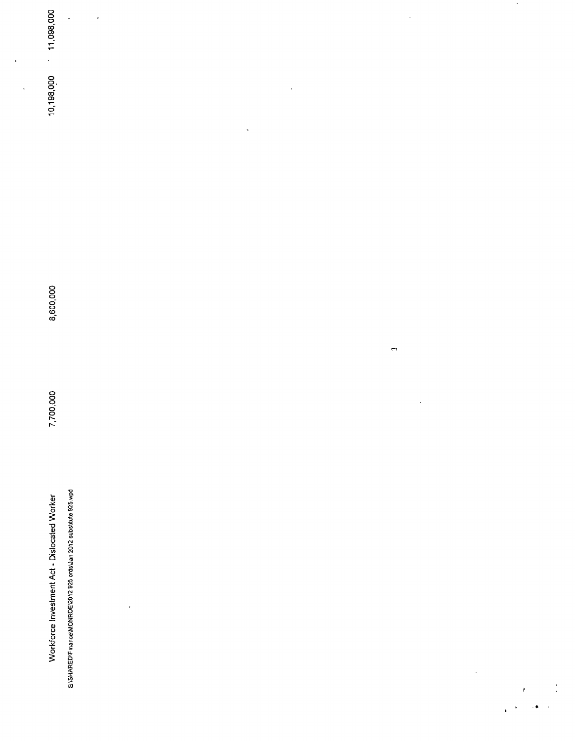| Workforce Investment Act - Dislocated Worker | 7,700,000 | 8,600,000 | 10,198,000 | 11,098,000 |
|---|---|---|---|---|

S:\SHARED\Finance\MONROE\2012 925 ords\Jan 2012 substitute 925.wpd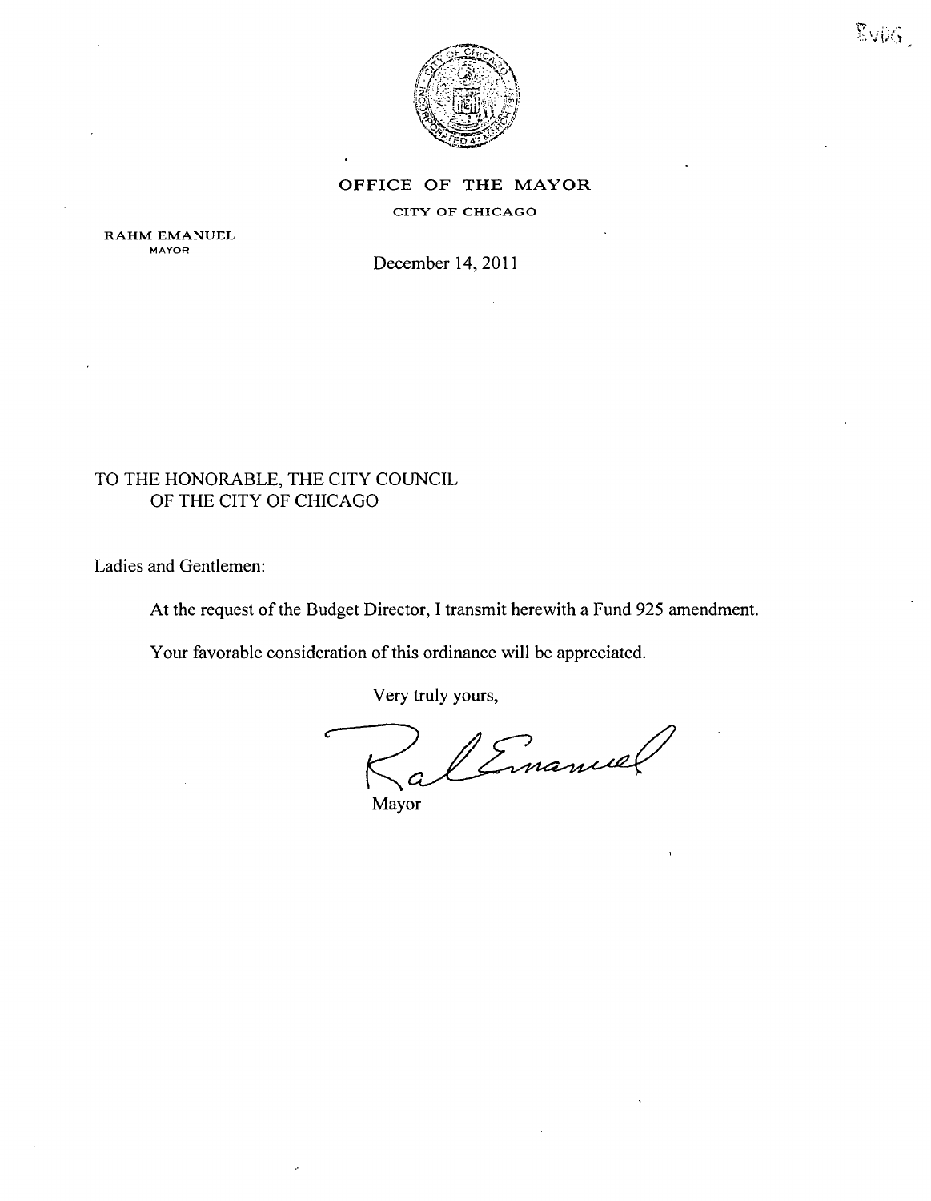OFFICE OF THE MAYOR

CITY OF CHICAGO

RAHM EMANUEL
MAYOR

December 14, 2011

TO THE HONORABLE, THE CITY COUNCIL
OF THE CITY OF CHICAGO

Ladies and Gentlemen:

At the request of the Budget Director, I transmit herewith a Fund 925 amendment.

Your favorable consideration of this ordinance will be appreciated.

Very truly yours,

Mayor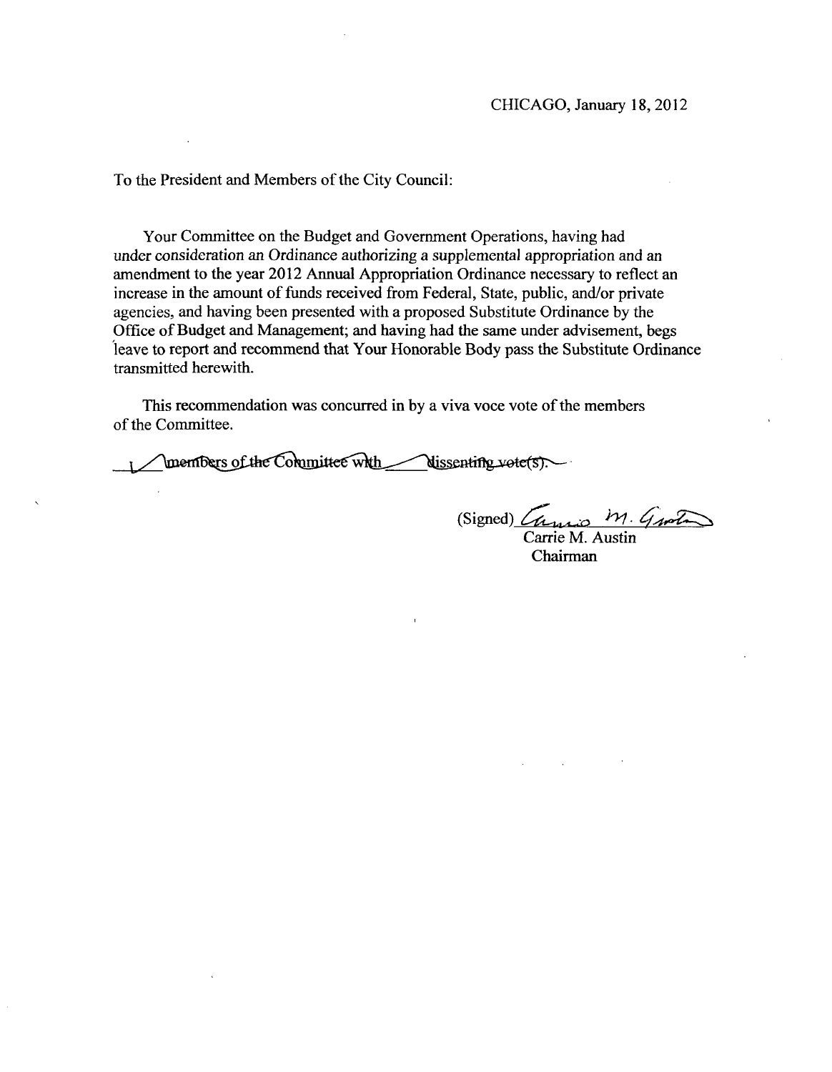CHICAGO, January 18, 2012

To the President and Members of the City Council:

Your Committee on the Budget and Government Operations, having had under consideration an Ordinance authorizing a supplemental appropriation and an amendment to the year 2012 Annual Appropriation Ordinance necessary to reflect an increase in the amount of funds received from Federal, State, public, and/or private agencies, and having been presented with a proposed Substitute Ordinance by the Office of Budget and Management; and having had the same under advisement, begs leave to report and recommend that Your Honorable Body pass the Substitute Ordinance transmitted herewith.

This recommendation was concurred in by a viva voce vote of the members of the Committee.

~~\_\_\_\_ members of the Committee with \_\_\_\_ dissenting vote(s).~~

(Signed) Carrie M. Austin
Carrie M. Austin
Chairman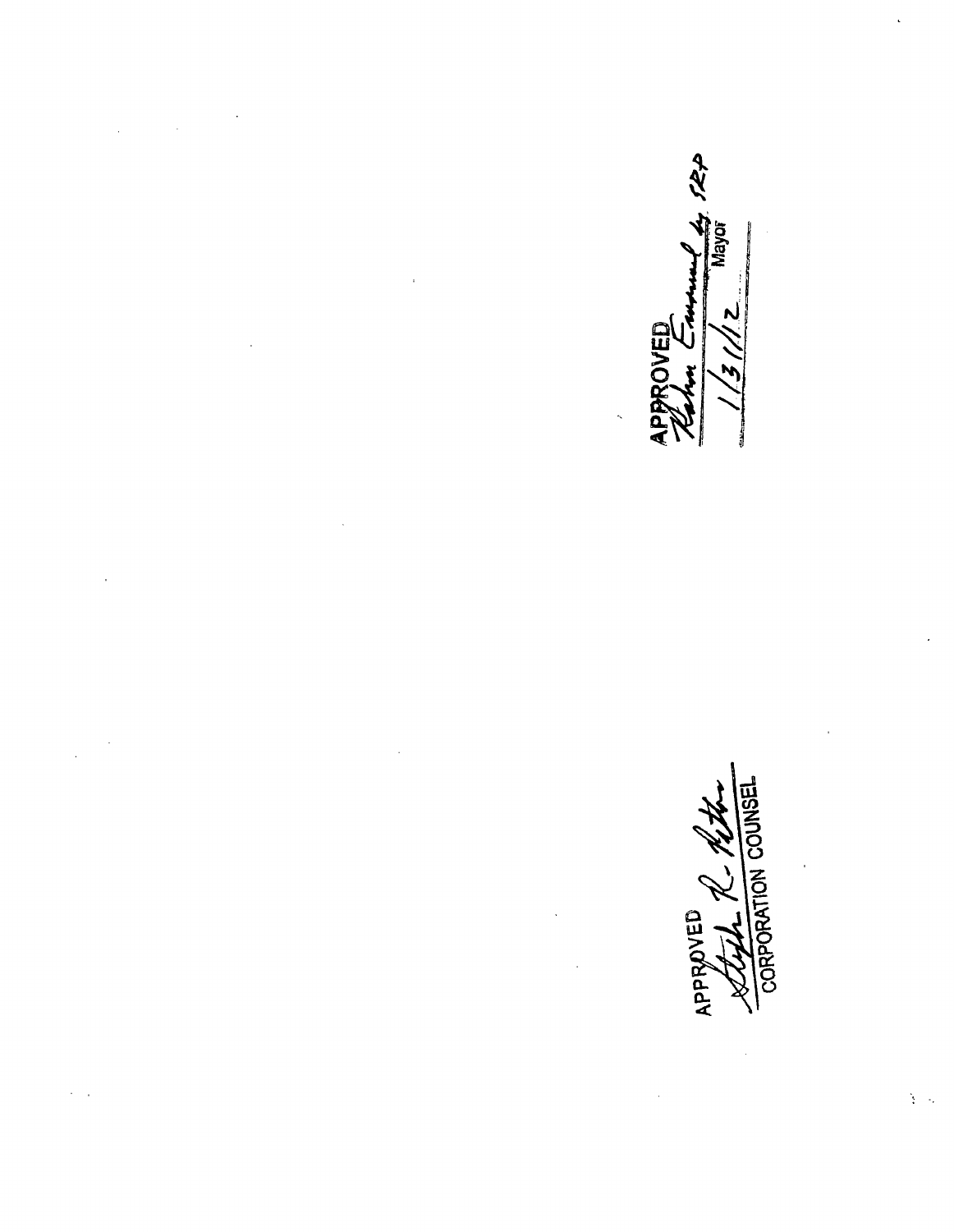APPROVED

Rahm Emanuel by SRP

Mayor

1/31/12

APPROVED

Steph R. Patton

CORPORATION COUNSEL